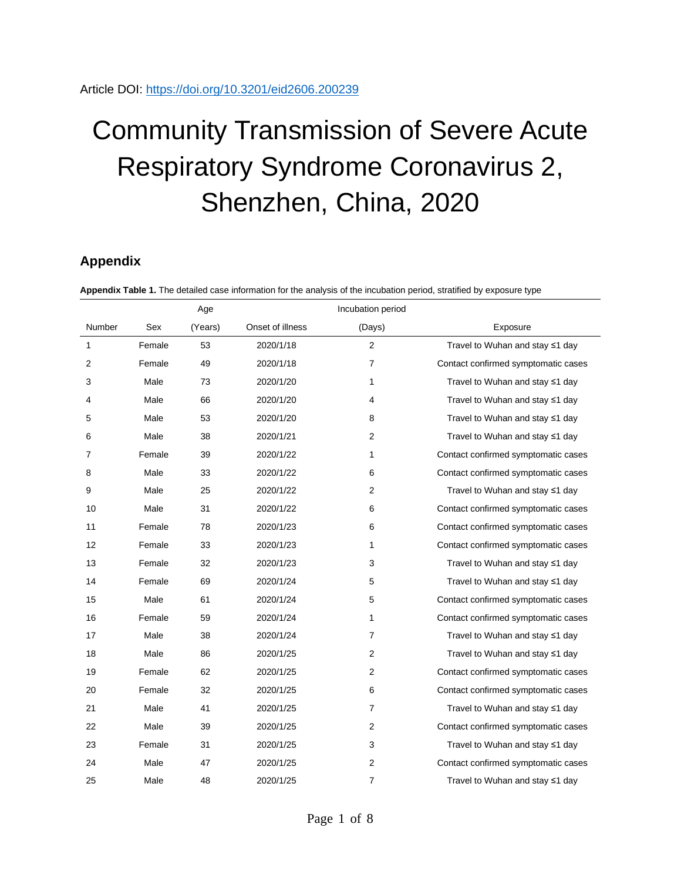Article DOI: https://doi.org/10.3201/eid2606.200239

# Community Transmission of Severe Acute Respiratory Syndrome Coronavirus 2, Shenzhen, China, 2020

## Appendix

**Appendix Table 1.** The detailed case information for the analysis of the incubation period, stratified by exposure type

| Number | Sex | Age (Years) | Onset of illness | Incubation period (Days) | Exposure |
|---|---|---|---|---|---|
| 1 | Female | 53 | 2020/1/18 | 2 | Travel to Wuhan and stay ≤1 day |
| 2 | Female | 49 | 2020/1/18 | 7 | Contact confirmed symptomatic cases |
| 3 | Male | 73 | 2020/1/20 | 1 | Travel to Wuhan and stay ≤1 day |
| 4 | Male | 66 | 2020/1/20 | 4 | Travel to Wuhan and stay ≤1 day |
| 5 | Male | 53 | 2020/1/20 | 8 | Travel to Wuhan and stay ≤1 day |
| 6 | Male | 38 | 2020/1/21 | 2 | Travel to Wuhan and stay ≤1 day |
| 7 | Female | 39 | 2020/1/22 | 1 | Contact confirmed symptomatic cases |
| 8 | Male | 33 | 2020/1/22 | 6 | Contact confirmed symptomatic cases |
| 9 | Male | 25 | 2020/1/22 | 2 | Travel to Wuhan and stay ≤1 day |
| 10 | Male | 31 | 2020/1/22 | 6 | Contact confirmed symptomatic cases |
| 11 | Female | 78 | 2020/1/23 | 6 | Contact confirmed symptomatic cases |
| 12 | Female | 33 | 2020/1/23 | 1 | Contact confirmed symptomatic cases |
| 13 | Female | 32 | 2020/1/23 | 3 | Travel to Wuhan and stay ≤1 day |
| 14 | Female | 69 | 2020/1/24 | 5 | Travel to Wuhan and stay ≤1 day |
| 15 | Male | 61 | 2020/1/24 | 5 | Contact confirmed symptomatic cases |
| 16 | Female | 59 | 2020/1/24 | 1 | Contact confirmed symptomatic cases |
| 17 | Male | 38 | 2020/1/24 | 7 | Travel to Wuhan and stay ≤1 day |
| 18 | Male | 86 | 2020/1/25 | 2 | Travel to Wuhan and stay ≤1 day |
| 19 | Female | 62 | 2020/1/25 | 2 | Contact confirmed symptomatic cases |
| 20 | Female | 32 | 2020/1/25 | 6 | Contact confirmed symptomatic cases |
| 21 | Male | 41 | 2020/1/25 | 7 | Travel to Wuhan and stay ≤1 day |
| 22 | Male | 39 | 2020/1/25 | 2 | Contact confirmed symptomatic cases |
| 23 | Female | 31 | 2020/1/25 | 3 | Travel to Wuhan and stay ≤1 day |
| 24 | Male | 47 | 2020/1/25 | 2 | Contact confirmed symptomatic cases |
| 25 | Male | 48 | 2020/1/25 | 7 | Travel to Wuhan and stay ≤1 day |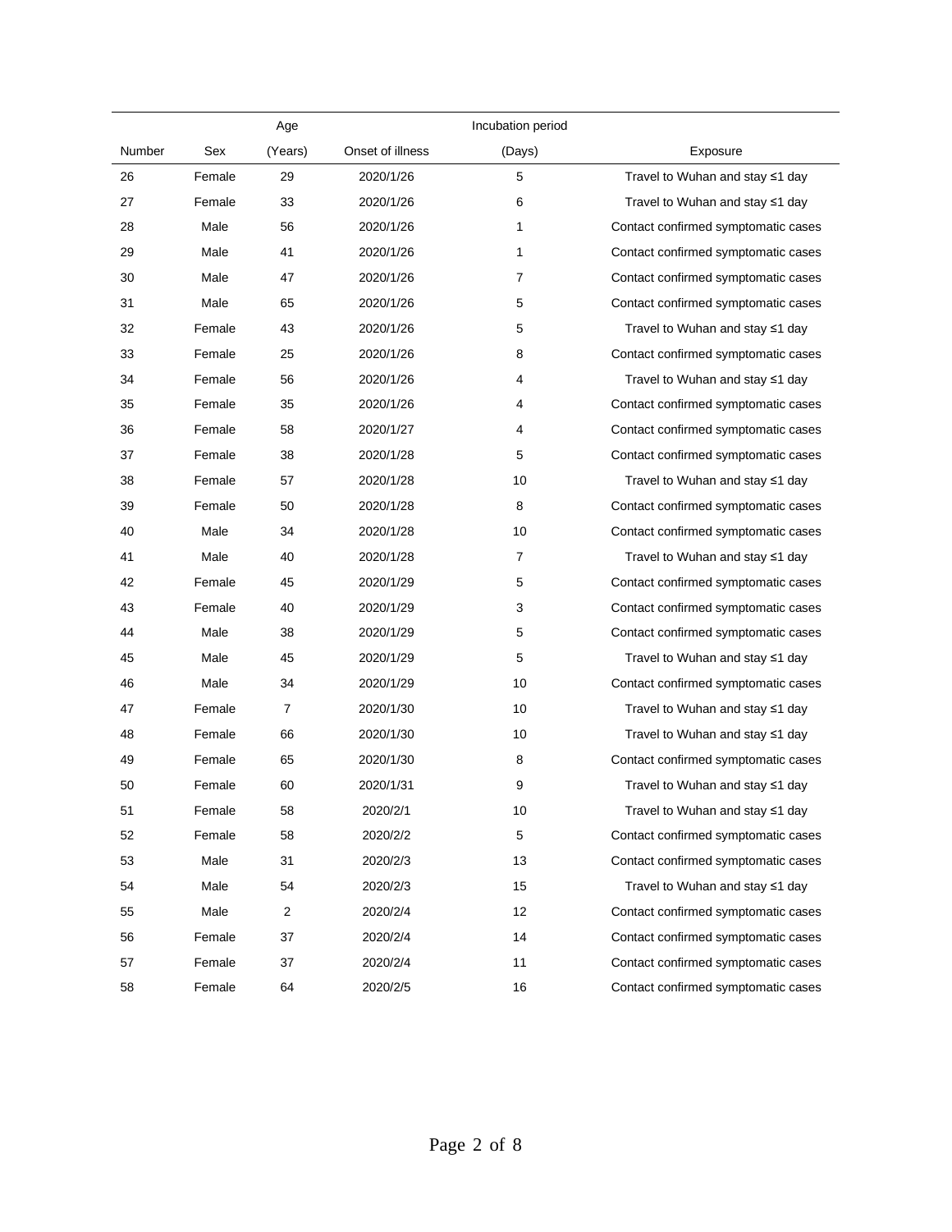| Number | Sex | Age (Years) | Onset of illness | Incubation period (Days) | Exposure |
|---|---|---|---|---|---|
| 26 | Female | 29 | 2020/1/26 | 5 | Travel to Wuhan and stay ≤1 day |
| 27 | Female | 33 | 2020/1/26 | 6 | Travel to Wuhan and stay ≤1 day |
| 28 | Male | 56 | 2020/1/26 | 1 | Contact confirmed symptomatic cases |
| 29 | Male | 41 | 2020/1/26 | 1 | Contact confirmed symptomatic cases |
| 30 | Male | 47 | 2020/1/26 | 7 | Contact confirmed symptomatic cases |
| 31 | Male | 65 | 2020/1/26 | 5 | Contact confirmed symptomatic cases |
| 32 | Female | 43 | 2020/1/26 | 5 | Travel to Wuhan and stay ≤1 day |
| 33 | Female | 25 | 2020/1/26 | 8 | Contact confirmed symptomatic cases |
| 34 | Female | 56 | 2020/1/26 | 4 | Travel to Wuhan and stay ≤1 day |
| 35 | Female | 35 | 2020/1/26 | 4 | Contact confirmed symptomatic cases |
| 36 | Female | 58 | 2020/1/27 | 4 | Contact confirmed symptomatic cases |
| 37 | Female | 38 | 2020/1/28 | 5 | Contact confirmed symptomatic cases |
| 38 | Female | 57 | 2020/1/28 | 10 | Travel to Wuhan and stay ≤1 day |
| 39 | Female | 50 | 2020/1/28 | 8 | Contact confirmed symptomatic cases |
| 40 | Male | 34 | 2020/1/28 | 10 | Contact confirmed symptomatic cases |
| 41 | Male | 40 | 2020/1/28 | 7 | Travel to Wuhan and stay ≤1 day |
| 42 | Female | 45 | 2020/1/29 | 5 | Contact confirmed symptomatic cases |
| 43 | Female | 40 | 2020/1/29 | 3 | Contact confirmed symptomatic cases |
| 44 | Male | 38 | 2020/1/29 | 5 | Contact confirmed symptomatic cases |
| 45 | Male | 45 | 2020/1/29 | 5 | Travel to Wuhan and stay ≤1 day |
| 46 | Male | 34 | 2020/1/29 | 10 | Contact confirmed symptomatic cases |
| 47 | Female | 7 | 2020/1/30 | 10 | Travel to Wuhan and stay ≤1 day |
| 48 | Female | 66 | 2020/1/30 | 10 | Travel to Wuhan and stay ≤1 day |
| 49 | Female | 65 | 2020/1/30 | 8 | Contact confirmed symptomatic cases |
| 50 | Female | 60 | 2020/1/31 | 9 | Travel to Wuhan and stay ≤1 day |
| 51 | Female | 58 | 2020/2/1 | 10 | Travel to Wuhan and stay ≤1 day |
| 52 | Female | 58 | 2020/2/2 | 5 | Contact confirmed symptomatic cases |
| 53 | Male | 31 | 2020/2/3 | 13 | Contact confirmed symptomatic cases |
| 54 | Male | 54 | 2020/2/3 | 15 | Travel to Wuhan and stay ≤1 day |
| 55 | Male | 2 | 2020/2/4 | 12 | Contact confirmed symptomatic cases |
| 56 | Female | 37 | 2020/2/4 | 14 | Contact confirmed symptomatic cases |
| 57 | Female | 37 | 2020/2/4 | 11 | Contact confirmed symptomatic cases |
| 58 | Female | 64 | 2020/2/5 | 16 | Contact confirmed symptomatic cases |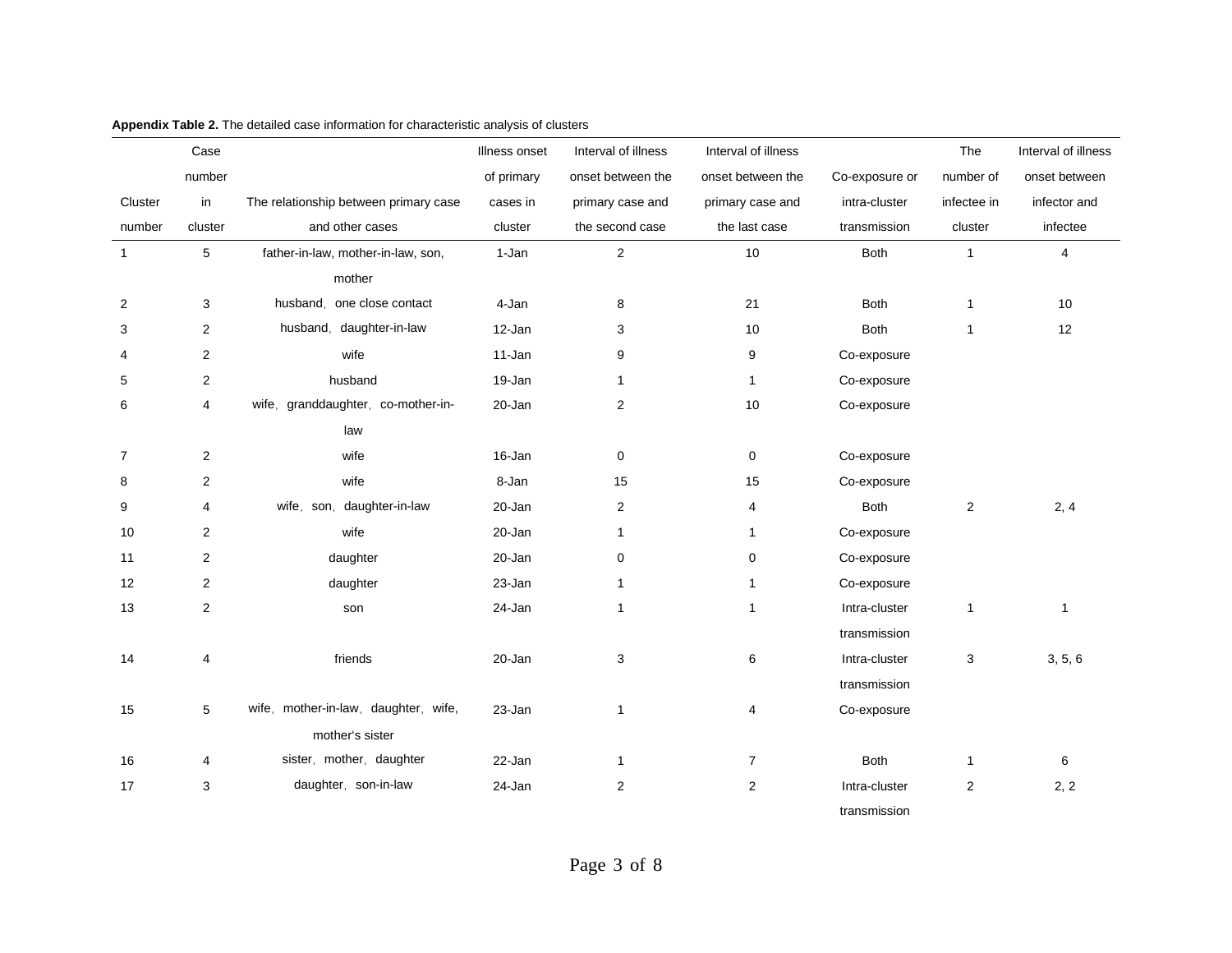**Appendix Table 2.** The detailed case information for characteristic analysis of clusters

| Cluster number | Case number in cluster | The relationship between primary case and other cases | Illness onset of primary cases in cluster | Interval of illness onset between the primary case and the second case | Interval of illness onset between the primary case and the last case | Co-exposure or intra-cluster transmission | The number of infectee in cluster | Interval of illness onset between infector and infectee |
|---|---|---|---|---|---|---|---|---|
| 1 | 5 | father-in-law, mother-in-law, son, mother | 1-Jan | 2 | 10 | Both | 1 | 4 |
| 2 | 3 | husband，one close contact | 4-Jan | 8 | 21 | Both | 1 | 10 |
| 3 | 2 | husband，daughter-in-law | 12-Jan | 3 | 10 | Both | 1 | 12 |
| 4 | 2 | wife | 11-Jan | 9 | 9 | Co-exposure | | |
| 5 | 2 | husband | 19-Jan | 1 | 1 | Co-exposure | | |
| 6 | 4 | wife，granddaughter，co-mother-in-law | 20-Jan | 2 | 10 | Co-exposure | | |
| 7 | 2 | wife | 16-Jan | 0 | 0 | Co-exposure | | |
| 8 | 2 | wife | 8-Jan | 15 | 15 | Co-exposure | | |
| 9 | 4 | wife，son，daughter-in-law | 20-Jan | 2 | 4 | Both | 2 | 2, 4 |
| 10 | 2 | wife | 20-Jan | 1 | 1 | Co-exposure | | |
| 11 | 2 | daughter | 20-Jan | 0 | 0 | Co-exposure | | |
| 12 | 2 | daughter | 23-Jan | 1 | 1 | Co-exposure | | |
| 13 | 2 | son | 24-Jan | 1 | 1 | Intra-cluster transmission | 1 | 1 |
| 14 | 4 | friends | 20-Jan | 3 | 6 | Intra-cluster transmission | 3 | 3, 5, 6 |
| 15 | 5 | wife，mother-in-law，daughter，wife, mother's sister | 23-Jan | 1 | 4 | Co-exposure | | |
| 16 | 4 | sister，mother，daughter | 22-Jan | 1 | 7 | Both | 1 | 6 |
| 17 | 3 | daughter，son-in-law | 24-Jan | 2 | 2 | Intra-cluster transmission | 2 | 2, 2 |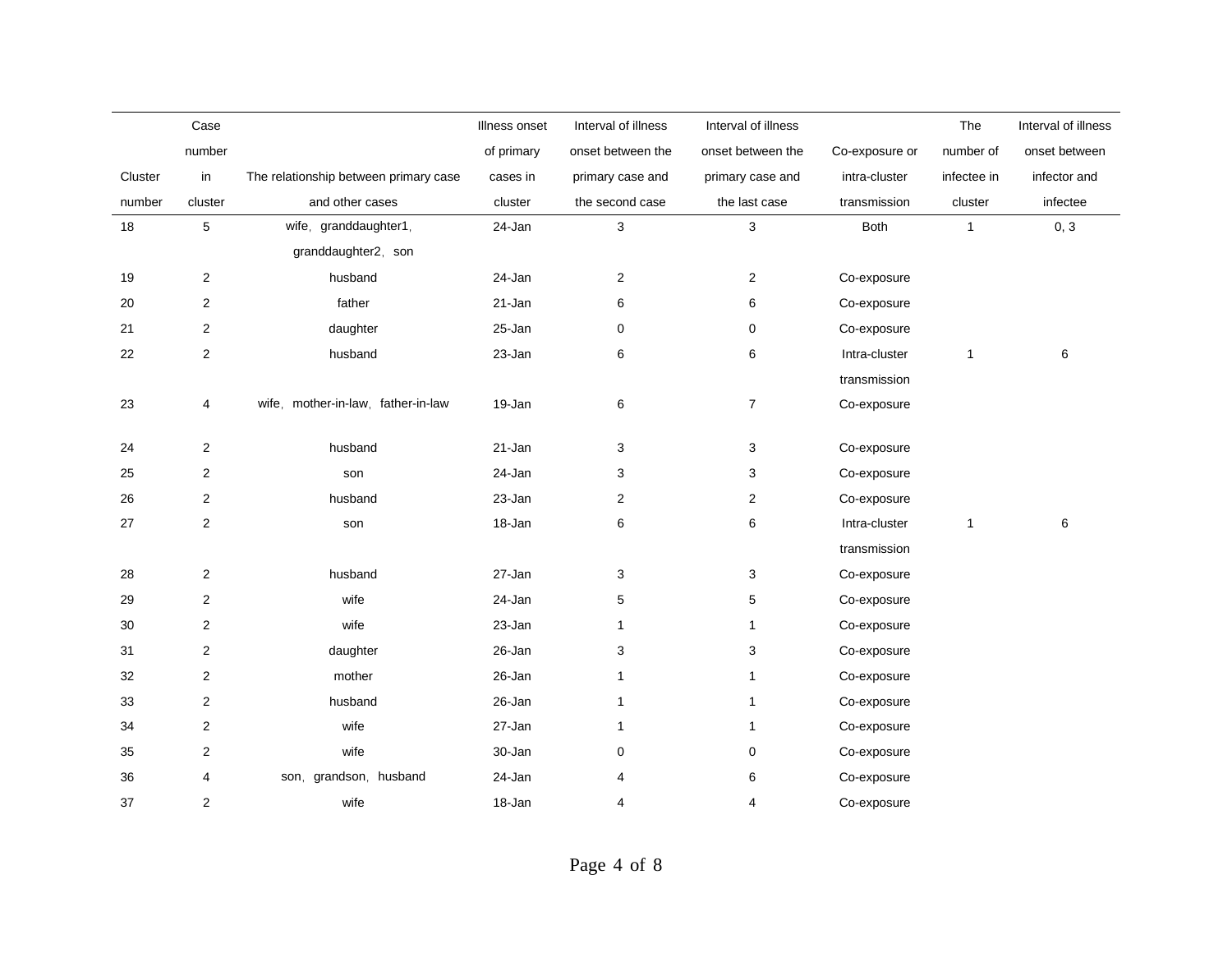| Cluster number | Case number in cluster | The relationship between primary case and other cases | Illness onset of primary cases in cluster | Interval of illness onset between the primary case and the second case | Interval of illness onset between the primary case and the last case | Co-exposure or intra-cluster transmission | The number of infectee in cluster | Interval of illness onset between infector and infectee |
|---|---|---|---|---|---|---|---|---|
| 18 | 5 | wife，granddaughter1，granddaughter2，son | 24-Jan | 3 | 3 | Both | 1 | 0, 3 |
| 19 | 2 | husband | 24-Jan | 2 | 2 | Co-exposure | | |
| 20 | 2 | father | 21-Jan | 6 | 6 | Co-exposure | | |
| 21 | 2 | daughter | 25-Jan | 0 | 0 | Co-exposure | | |
| 22 | 2 | husband | 23-Jan | 6 | 6 | Intra-cluster transmission | 1 | 6 |
| 23 | 4 | wife，mother-in-law，father-in-law | 19-Jan | 6 | 7 | Co-exposure | | |
| 24 | 2 | husband | 21-Jan | 3 | 3 | Co-exposure | | |
| 25 | 2 | son | 24-Jan | 3 | 3 | Co-exposure | | |
| 26 | 2 | husband | 23-Jan | 2 | 2 | Co-exposure | | |
| 27 | 2 | son | 18-Jan | 6 | 6 | Intra-cluster transmission | 1 | 6 |
| 28 | 2 | husband | 27-Jan | 3 | 3 | Co-exposure | | |
| 29 | 2 | wife | 24-Jan | 5 | 5 | Co-exposure | | |
| 30 | 2 | wife | 23-Jan | 1 | 1 | Co-exposure | | |
| 31 | 2 | daughter | 26-Jan | 3 | 3 | Co-exposure | | |
| 32 | 2 | mother | 26-Jan | 1 | 1 | Co-exposure | | |
| 33 | 2 | husband | 26-Jan | 1 | 1 | Co-exposure | | |
| 34 | 2 | wife | 27-Jan | 1 | 1 | Co-exposure | | |
| 35 | 2 | wife | 30-Jan | 0 | 0 | Co-exposure | | |
| 36 | 4 | son，grandson，husband | 24-Jan | 4 | 6 | Co-exposure | | |
| 37 | 2 | wife | 18-Jan | 4 | 4 | Co-exposure | | |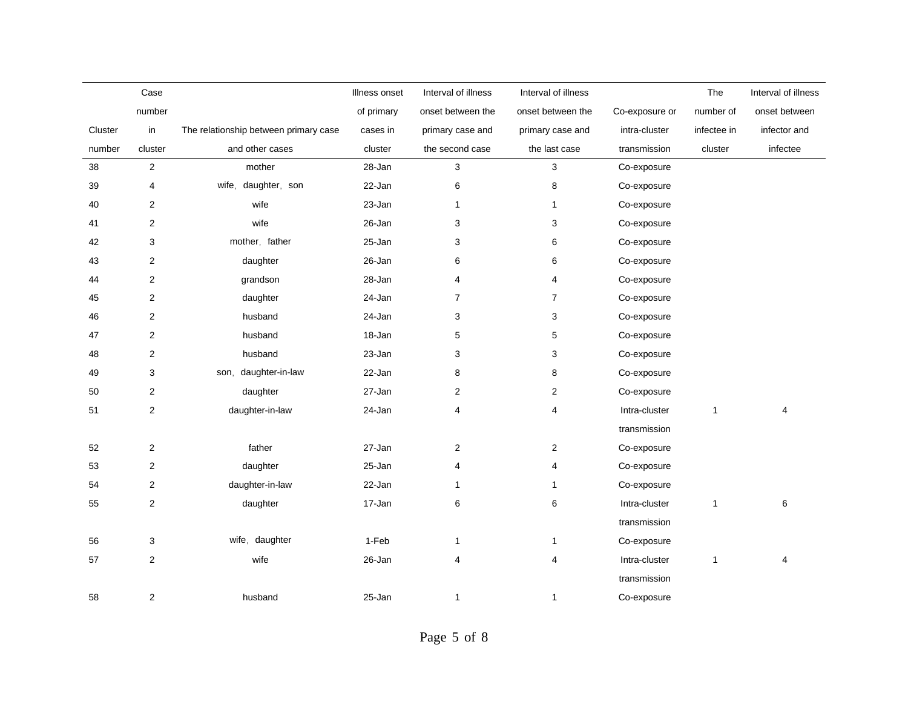| Cluster number | Case number in cluster | The relationship between primary case and other cases | Illness onset of primary cases in cluster | Interval of illness onset between the primary case and the second case | Interval of illness onset between the primary case and the last case | Co-exposure or intra-cluster transmission | The number of infectee in cluster | Interval of illness onset between infector and infectee |
|---|---|---|---|---|---|---|---|---|
| 38 | 2 | mother | 28-Jan | 3 | 3 | Co-exposure | | |
| 39 | 4 | wife, daughter, son | 22-Jan | 6 | 8 | Co-exposure | | |
| 40 | 2 | wife | 23-Jan | 1 | 1 | Co-exposure | | |
| 41 | 2 | wife | 26-Jan | 3 | 3 | Co-exposure | | |
| 42 | 3 | mother, father | 25-Jan | 3 | 6 | Co-exposure | | |
| 43 | 2 | daughter | 26-Jan | 6 | 6 | Co-exposure | | |
| 44 | 2 | grandson | 28-Jan | 4 | 4 | Co-exposure | | |
| 45 | 2 | daughter | 24-Jan | 7 | 7 | Co-exposure | | |
| 46 | 2 | husband | 24-Jan | 3 | 3 | Co-exposure | | |
| 47 | 2 | husband | 18-Jan | 5 | 5 | Co-exposure | | |
| 48 | 2 | husband | 23-Jan | 3 | 3 | Co-exposure | | |
| 49 | 3 | son, daughter-in-law | 22-Jan | 8 | 8 | Co-exposure | | |
| 50 | 2 | daughter | 27-Jan | 2 | 2 | Co-exposure | | |
| 51 | 2 | daughter-in-law | 24-Jan | 4 | 4 | Intra-cluster transmission | 1 | 4 |
| 52 | 2 | father | 27-Jan | 2 | 2 | Co-exposure | | |
| 53 | 2 | daughter | 25-Jan | 4 | 4 | Co-exposure | | |
| 54 | 2 | daughter-in-law | 22-Jan | 1 | 1 | Co-exposure | | |
| 55 | 2 | daughter | 17-Jan | 6 | 6 | Intra-cluster transmission | 1 | 6 |
| 56 | 3 | wife, daughter | 1-Feb | 1 | 1 | Co-exposure | | |
| 57 | 2 | wife | 26-Jan | 4 | 4 | Intra-cluster transmission | 1 | 4 |
| 58 | 2 | husband | 25-Jan | 1 | 1 | Co-exposure | | |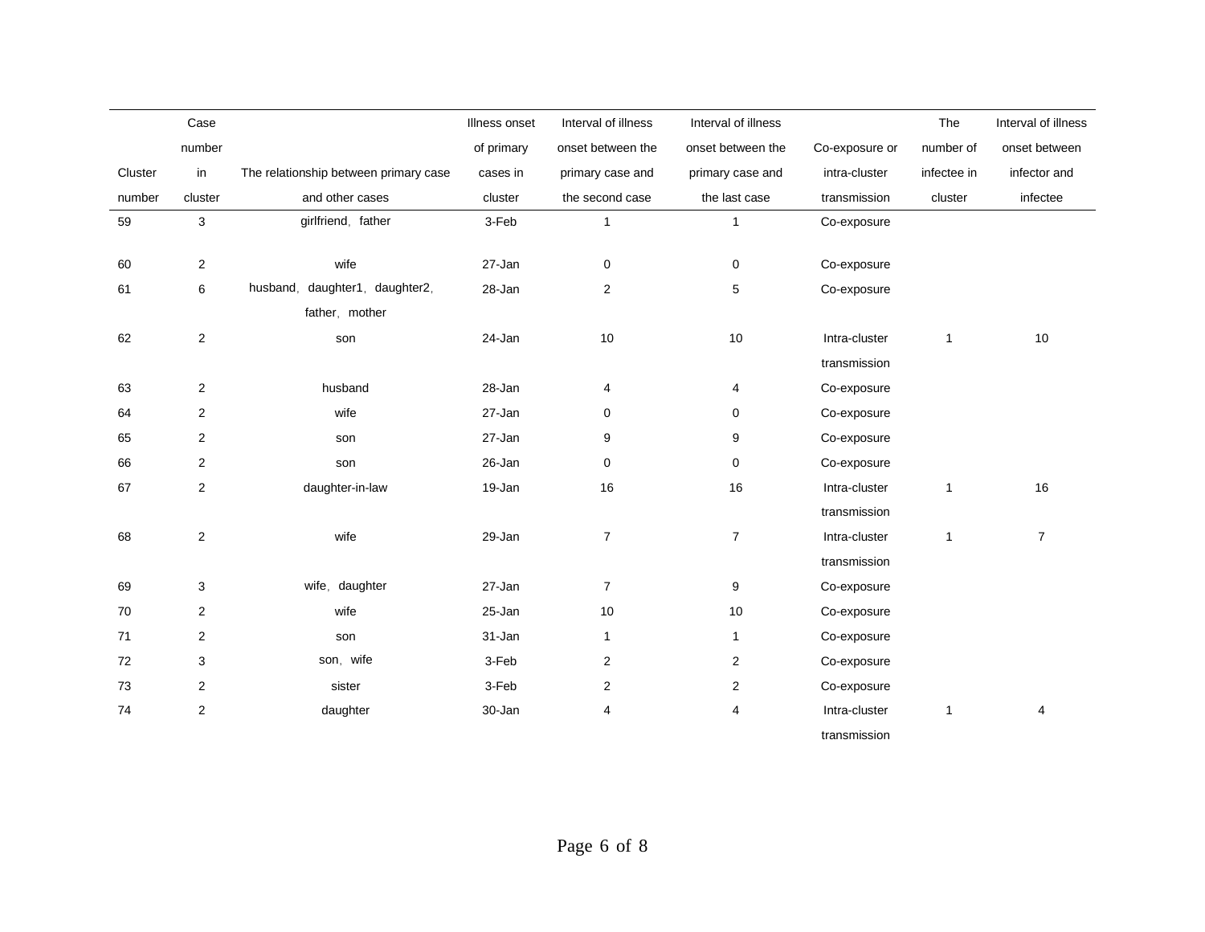| Cluster number | Case number in cluster | The relationship between primary case and other cases | Illness onset of primary cases in cluster | Interval of illness onset between the primary case and the second case | Interval of illness onset between the primary case and the last case | Co-exposure or intra-cluster transmission | The number of infectee in cluster | Interval of illness onset between infector and infectee |
|---|---|---|---|---|---|---|---|---|
| 59 | 3 | girlfriend，father | 3-Feb | 1 | 1 | Co-exposure | | |
| 60 | 2 | wife | 27-Jan | 0 | 0 | Co-exposure | | |
| 61 | 6 | husband，daughter1，daughter2，father，mother | 28-Jan | 2 | 5 | Co-exposure | | |
| 62 | 2 | son | 24-Jan | 10 | 10 | Intra-cluster transmission | 1 | 10 |
| 63 | 2 | husband | 28-Jan | 4 | 4 | Co-exposure | | |
| 64 | 2 | wife | 27-Jan | 0 | 0 | Co-exposure | | |
| 65 | 2 | son | 27-Jan | 9 | 9 | Co-exposure | | |
| 66 | 2 | son | 26-Jan | 0 | 0 | Co-exposure | | |
| 67 | 2 | daughter-in-law | 19-Jan | 16 | 16 | Intra-cluster transmission | 1 | 16 |
| 68 | 2 | wife | 29-Jan | 7 | 7 | Intra-cluster transmission | 1 | 7 |
| 69 | 3 | wife，daughter | 27-Jan | 7 | 9 | Co-exposure | | |
| 70 | 2 | wife | 25-Jan | 10 | 10 | Co-exposure | | |
| 71 | 2 | son | 31-Jan | 1 | 1 | Co-exposure | | |
| 72 | 3 | son，wife | 3-Feb | 2 | 2 | Co-exposure | | |
| 73 | 2 | sister | 3-Feb | 2 | 2 | Co-exposure | | |
| 74 | 2 | daughter | 30-Jan | 4 | 4 | Intra-cluster transmission | 1 | 4 |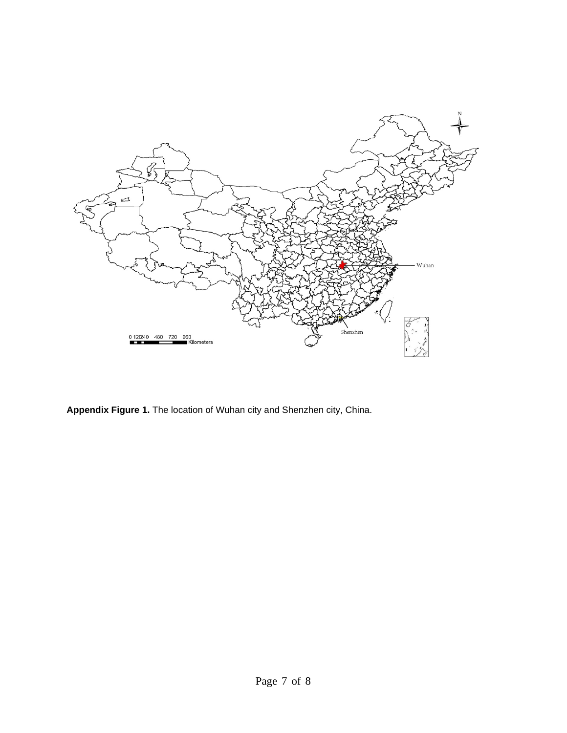**Appendix Figure 1.** The location of Wuhan city and Shenzhen city, China.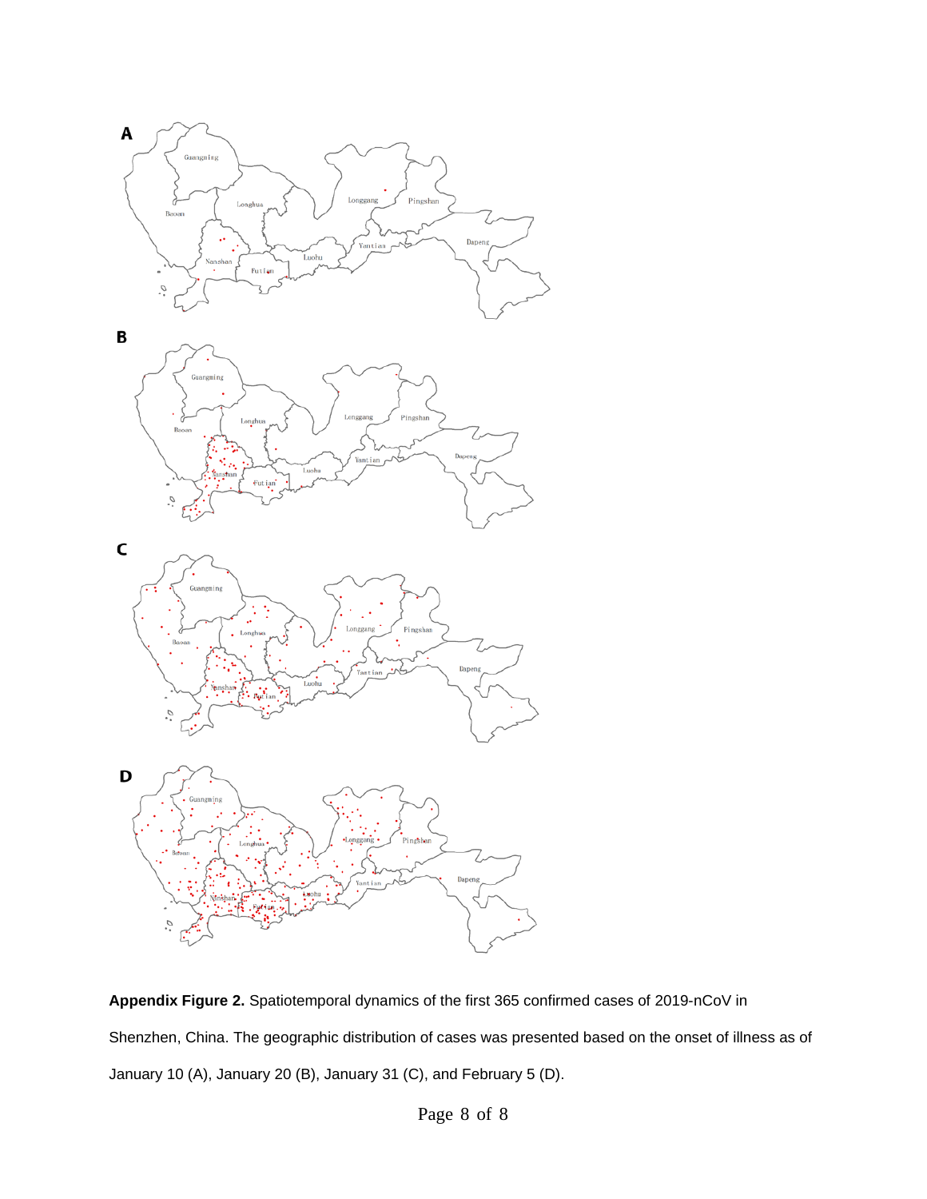A

Guangming

Baoan

Longhua

Longgang

Pingshan

Nanshan

Futian

Luohu

Yantian

Dapeng

B

Guangming

Baoan

Longhua

Longgang

Pingshan

Nanshan

Futian

Luohu

Yantian

Dapeng

C

Guangming

Baoan

Longhua

Longgang

Pingshan

Nanshan

Futian

Luohu

Yantian

Dapeng

D

Guangming

Baoan

Longhua

Longgang

Pingshan

Nanshan

Futian

Luohu

Yantian

Dapeng

**Appendix Figure 2.** Spatiotemporal dynamics of the first 365 confirmed cases of 2019-nCoV in Shenzhen, China. The geographic distribution of cases was presented based on the onset of illness as of January 10 (A), January 20 (B), January 31 (C), and February 5 (D).